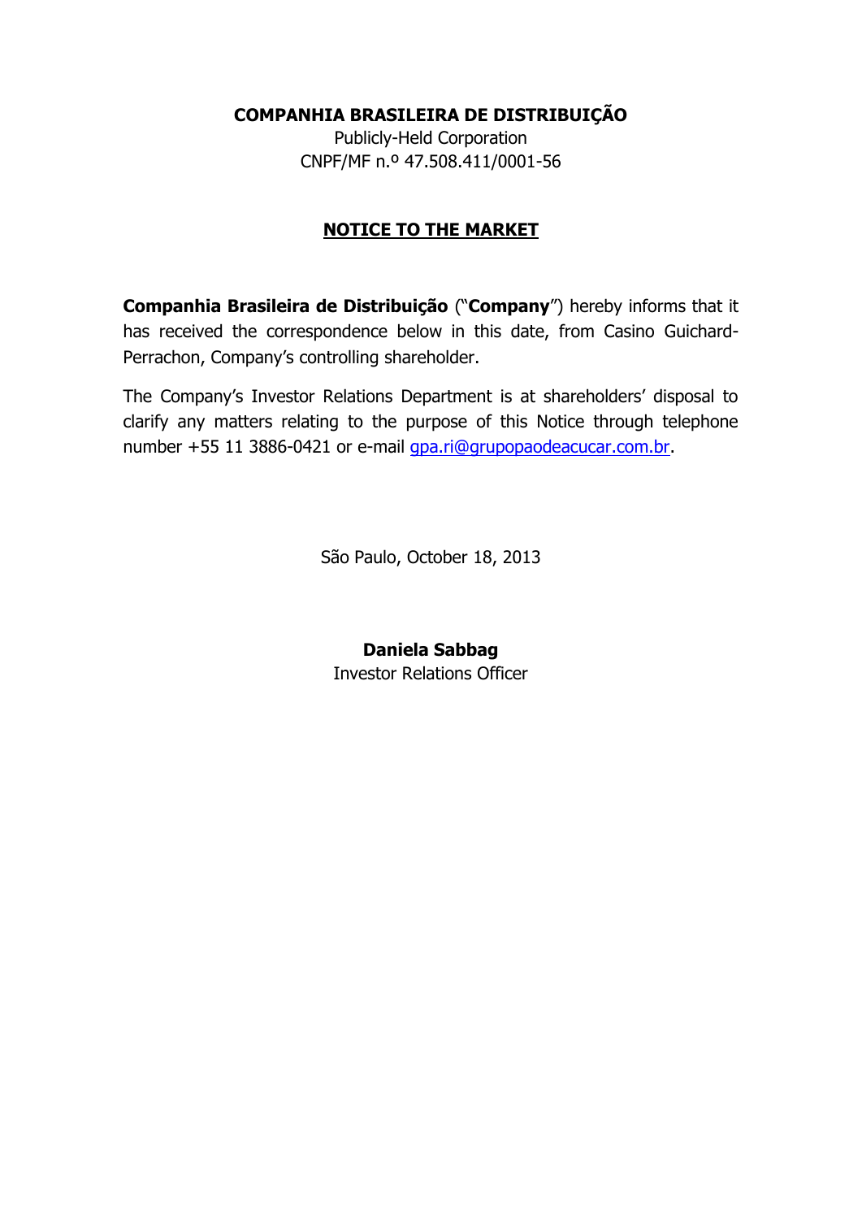**COMPANHIA BRASILEIRA DE DISTRIBUIÇÃO**

Publicly-Held Corporation

CNPF/MF n.º 47.508.411/0001-56

# NOTICE TO THE MARKET

**Companhia Brasileira de Distribuição** ("**Company**") hereby informs that it has received the correspondence below in this date, from Casino Guichard-Perrachon, Company's controlling shareholder.

The Company's Investor Relations Department is at shareholders' disposal to clarify any matters relating to the purpose of this Notice through telephone number +55 11 3886-0421 or e-mail gpa.ri@grupopaodeacucar.com.br.

São Paulo, October 18, 2013

**Daniela Sabbag**

Investor Relations Officer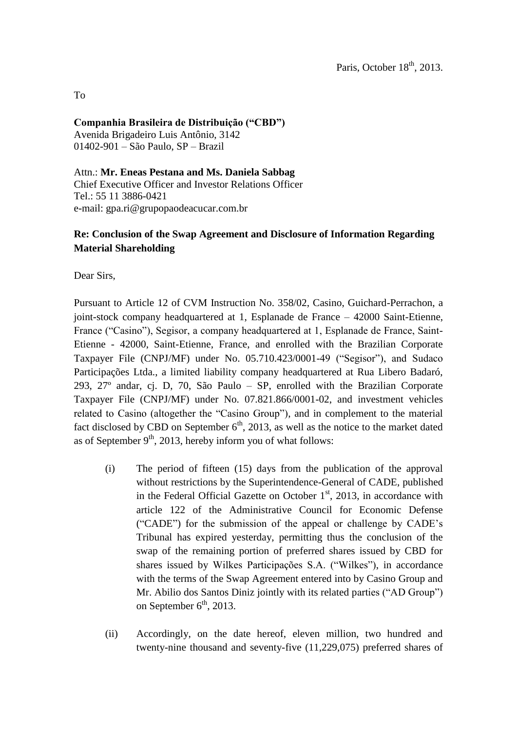Paris, October 18th, 2013.

To

**Companhia Brasileira de Distribuição ("CBD")**
Avenida Brigadeiro Luis Antônio, 3142
01402-901 – São Paulo, SP – Brazil

Attn.: **Mr. Eneas Pestana and Ms. Daniela Sabbag**
Chief Executive Officer and Investor Relations Officer
Tel.: 55 11 3886-0421
e-mail: gpa.ri@grupopaodeacucar.com.br

**Re: Conclusion of the Swap Agreement and Disclosure of Information Regarding Material Shareholding**

Dear Sirs,

Pursuant to Article 12 of CVM Instruction No. 358/02, Casino, Guichard-Perrachon, a joint-stock company headquartered at 1, Esplanade de France – 42000 Saint-Etienne, France ("Casino"), Segisor, a company headquartered at 1, Esplanade de France, Saint-Etienne - 42000, Saint-Etienne, France, and enrolled with the Brazilian Corporate Taxpayer File (CNPJ/MF) under No. 05.710.423/0001-49 ("Segisor"), and Sudaco Participações Ltda., a limited liability company headquartered at Rua Libero Badaró, 293, 27º andar, cj. D, 70, São Paulo – SP, enrolled with the Brazilian Corporate Taxpayer File (CNPJ/MF) under No. 07.821.866/0001-02, and investment vehicles related to Casino (altogether the "Casino Group"), and in complement to the material fact disclosed by CBD on September 6th, 2013, as well as the notice to the market dated as of September 9th, 2013, hereby inform you of what follows:

(i) The period of fifteen (15) days from the publication of the approval without restrictions by the Superintendence-General of CADE, published in the Federal Official Gazette on October 1st, 2013, in accordance with article 122 of the Administrative Council for Economic Defense ("CADE") for the submission of the appeal or challenge by CADE's Tribunal has expired yesterday, permitting thus the conclusion of the swap of the remaining portion of preferred shares issued by CBD for shares issued by Wilkes Participações S.A. ("Wilkes"), in accordance with the terms of the Swap Agreement entered into by Casino Group and Mr. Abilio dos Santos Diniz jointly with its related parties ("AD Group") on September 6th, 2013.

(ii) Accordingly, on the date hereof, eleven million, two hundred and twenty-nine thousand and seventy-five (11,229,075) preferred shares of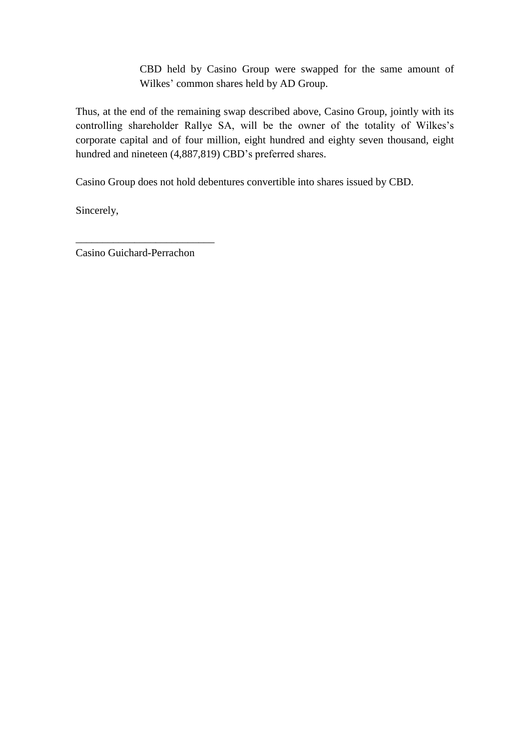CBD held by Casino Group were swapped for the same amount of Wilkes' common shares held by AD Group.

Thus, at the end of the remaining swap described above, Casino Group, jointly with its controlling shareholder Rallye SA, will be the owner of the totality of Wilkes's corporate capital and of four million, eight hundred and eighty seven thousand, eight hundred and nineteen (4,887,819) CBD's preferred shares.

Casino Group does not hold debentures convertible into shares issued by CBD.

Sincerely,

_________________________

Casino Guichard-Perrachon